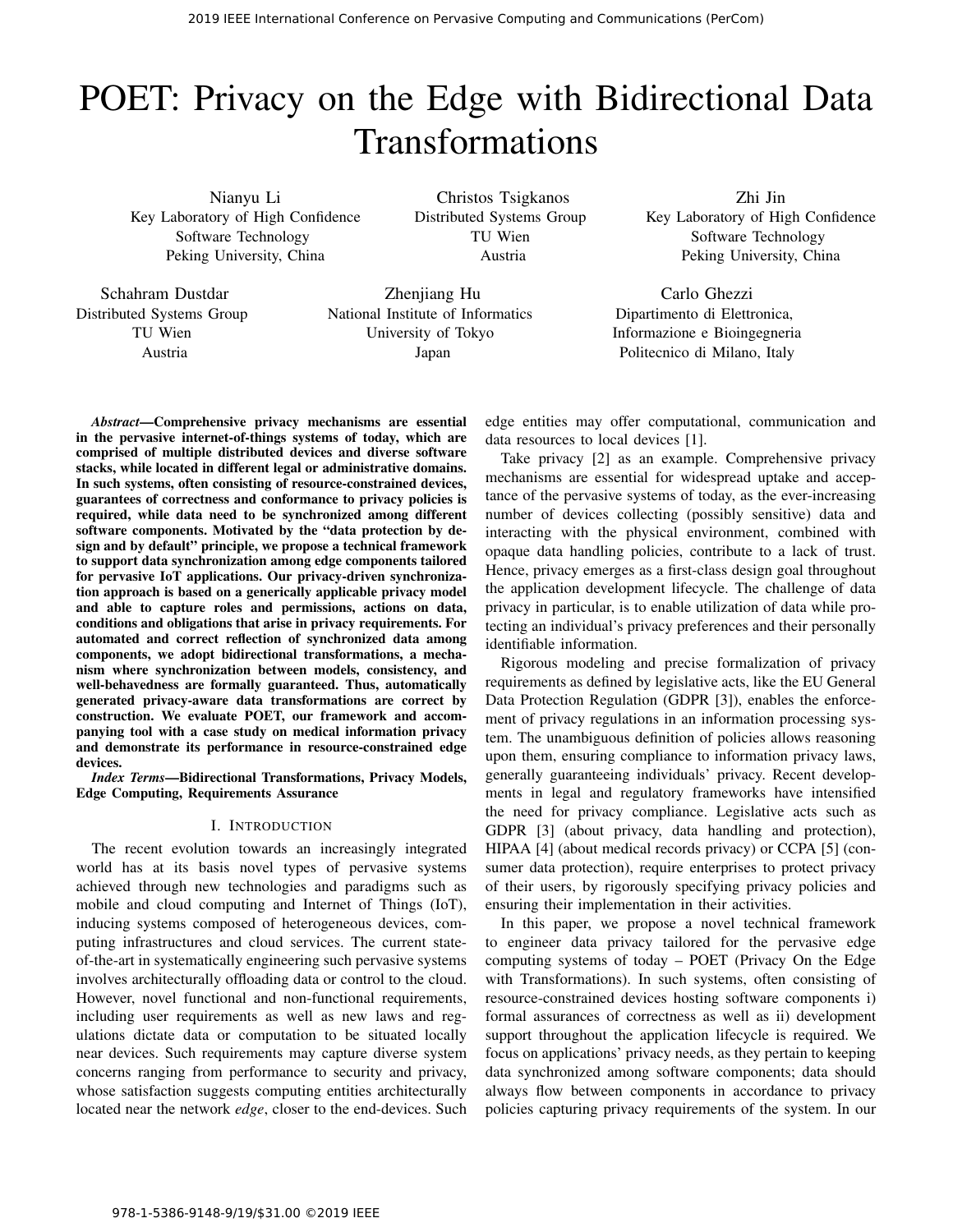# POET: Privacy on the Edge with Bidirectional Data Transformations

Nianyu Li
Key Laboratory of High Confidence Software Technology
Peking University, China

Christos Tsigkanos
Distributed Systems Group
TU Wien
Austria

Zhi Jin
Key Laboratory of High Confidence Software Technology
Peking University, China

Schahram Dustdar
Distributed Systems Group
TU Wien
Austria

Zhenjiang Hu
National Institute of Informatics
University of Tokyo
Japan

Carlo Ghezzi
Dipartimento di Elettronica, Informazione e Bioingegneria
Politecnico di Milano, Italy

***Abstract*—Comprehensive privacy mechanisms are essential in the pervasive internet-of-things systems of today, which are comprised of multiple distributed devices and diverse software stacks, while located in different legal or administrative domains. In such systems, often consisting of resource-constrained devices, guarantees of correctness and conformance to privacy policies is required, while data need to be synchronized among different software components. Motivated by the "data protection by design and by default" principle, we propose a technical framework to support data synchronization among edge components tailored for pervasive IoT applications. Our privacy-driven synchronization approach is based on a generically applicable privacy model and able to capture roles and permissions, actions on data, conditions and obligations that arise in privacy requirements. For automated and correct reflection of synchronized data among components, we adopt bidirectional transformations, a mechanism where synchronization between models, consistency, and well-behavedness are formally guaranteed. Thus, automatically generated privacy-aware data transformations are correct by construction. We evaluate POET, our framework and accompanying tool with a case study on medical information privacy and demonstrate its performance in resource-constrained edge devices.**

***Index Terms*—Bidirectional Transformations, Privacy Models, Edge Computing, Requirements Assurance**

## I. Introduction

The recent evolution towards an increasingly integrated world has at its basis novel types of pervasive systems achieved through new technologies and paradigms such as mobile and cloud computing and Internet of Things (IoT), inducing systems composed of heterogeneous devices, computing infrastructures and cloud services. The current state-of-the-art in systematically engineering such pervasive systems involves architecturally offloading data or control to the cloud. However, novel functional and non-functional requirements, including user requirements as well as new laws and regulations dictate data or computation to be situated locally near devices. Such requirements may capture diverse system concerns ranging from performance to security and privacy, whose satisfaction suggests computing entities architecturally located near the network *edge*, closer to the end-devices. Such edge entities may offer computational, communication and data resources to local devices [1].

Take privacy [2] as an example. Comprehensive privacy mechanisms are essential for widespread uptake and acceptance of the pervasive systems of today, as the ever-increasing number of devices collecting (possibly sensitive) data and interacting with the physical environment, combined with opaque data handling policies, contribute to a lack of trust. Hence, privacy emerges as a first-class design goal throughout the application development lifecycle. The challenge of data privacy in particular, is to enable utilization of data while protecting an individual's privacy preferences and their personally identifiable information.

Rigorous modeling and precise formalization of privacy requirements as defined by legislative acts, like the EU General Data Protection Regulation (GDPR [3]), enables the enforcement of privacy regulations in an information processing system. The unambiguous definition of policies allows reasoning upon them, ensuring compliance to information privacy laws, generally guaranteeing individuals' privacy. Recent developments in legal and regulatory frameworks have intensified the need for privacy compliance. Legislative acts such as GDPR [3] (about privacy, data handling and protection), HIPAA [4] (about medical records privacy) or CCPA [5] (consumer data protection), require enterprises to protect privacy of their users, by rigorously specifying privacy policies and ensuring their implementation in their activities.

In this paper, we propose a novel technical framework to engineer data privacy tailored for the pervasive edge computing systems of today – POET (Privacy On the Edge with Transformations). In such systems, often consisting of resource-constrained devices hosting software components i) formal assurances of correctness as well as ii) development support throughout the application lifecycle is required. We focus on applications' privacy needs, as they pertain to keeping data synchronized among software components; data should always flow between components in accordance to privacy policies capturing privacy requirements of the system. In our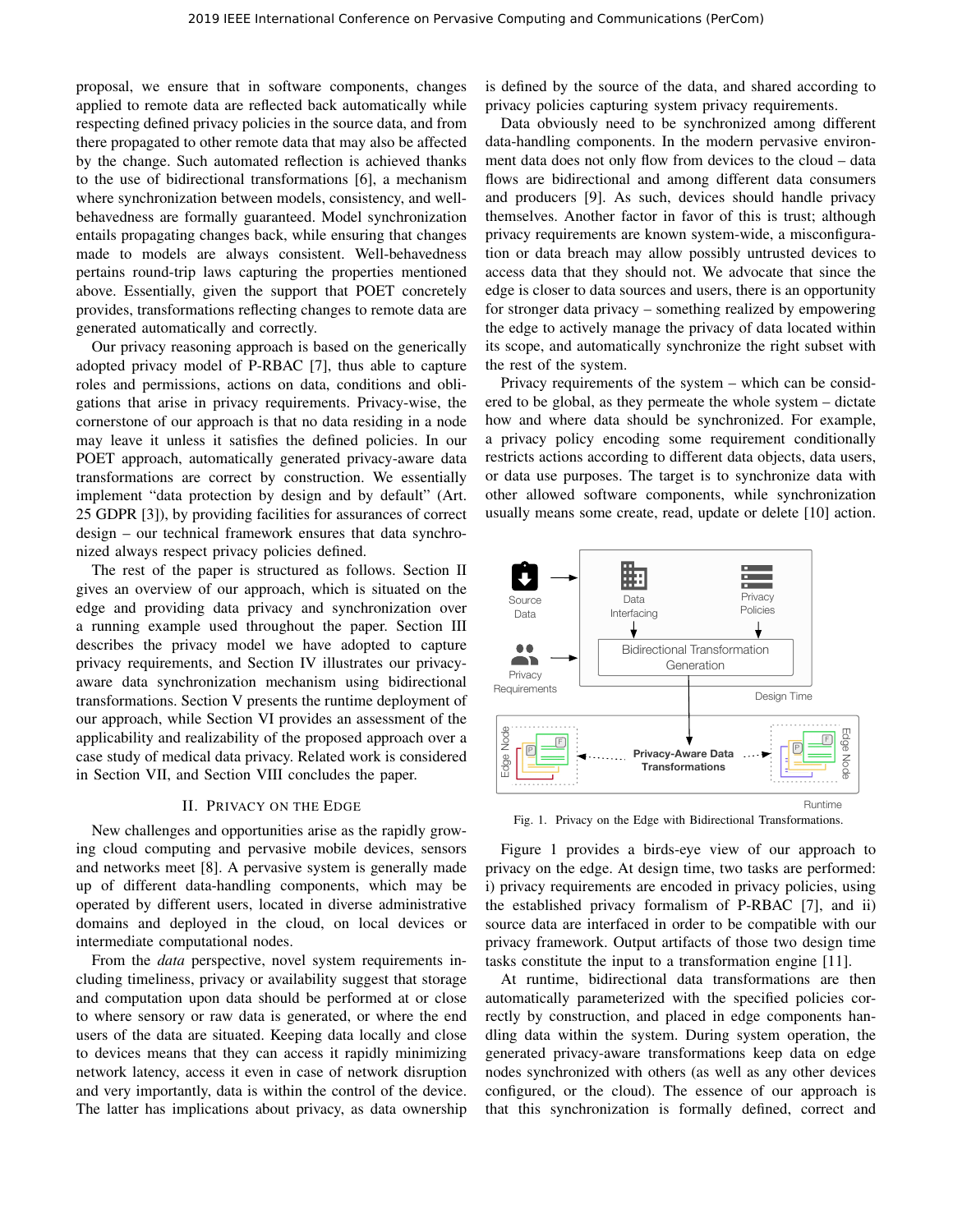proposal, we ensure that in software components, changes applied to remote data are reflected back automatically while respecting defined privacy policies in the source data, and from there propagated to other remote data that may also be affected by the change. Such automated reflection is achieved thanks to the use of bidirectional transformations [6], a mechanism where synchronization between models, consistency, and well-behavedness are formally guaranteed. Model synchronization entails propagating changes back, while ensuring that changes made to models are always consistent. Well-behavedness pertains round-trip laws capturing the properties mentioned above. Essentially, given the support that POET concretely provides, transformations reflecting changes to remote data are generated automatically and correctly.

Our privacy reasoning approach is based on the generically adopted privacy model of P-RBAC [7], thus able to capture roles and permissions, actions on data, conditions and obligations that arise in privacy requirements. Privacy-wise, the cornerstone of our approach is that no data residing in a node may leave it unless it satisfies the defined policies. In our POET approach, automatically generated privacy-aware data transformations are correct by construction. We essentially implement "data protection by design and by default" (Art. 25 GDPR [3]), by providing facilities for assurances of correct design – our technical framework ensures that data synchronized always respect privacy policies defined.

The rest of the paper is structured as follows. Section II gives an overview of our approach, which is situated on the edge and providing data privacy and synchronization over a running example used throughout the paper. Section III describes the privacy model we have adopted to capture privacy requirements, and Section IV illustrates our privacy-aware data synchronization mechanism using bidirectional transformations. Section V presents the runtime deployment of our approach, while Section VI provides an assessment of the applicability and realizability of the proposed approach over a case study of medical data privacy. Related work is considered in Section VII, and Section VIII concludes the paper.

## II. Privacy on the Edge

New challenges and opportunities arise as the rapidly growing cloud computing and pervasive mobile devices, sensors and networks meet [8]. A pervasive system is generally made up of different data-handling components, which may be operated by different users, located in diverse administrative domains and deployed in the cloud, on local devices or intermediate computational nodes.

From the *data* perspective, novel system requirements including timeliness, privacy or availability suggest that storage and computation upon data should be performed at or close to where sensory or raw data is generated, or where the end users of the data are situated. Keeping data locally and close to devices means that they can access it rapidly minimizing network latency, access it even in case of network disruption and very importantly, data is within the control of the device. The latter has implications about privacy, as data ownership is defined by the source of the data, and shared according to privacy policies capturing system privacy requirements.

Data obviously need to be synchronized among different data-handling components. In the modern pervasive environment data does not only flow from devices to the cloud – data flows are bidirectional and among different data consumers and producers [9]. As such, devices should handle privacy themselves. Another factor in favor of this is trust; although privacy requirements are known system-wide, a misconfiguration or data breach may allow possibly untrusted devices to access data that they should not. We advocate that since the edge is closer to data sources and users, there is an opportunity for stronger data privacy – something realized by empowering the edge to actively manage the privacy of data located within its scope, and automatically synchronize the right subset with the rest of the system.

Privacy requirements of the system – which can be considered to be global, as they permeate the whole system – dictate how and where data should be synchronized. For example, a privacy policy encoding some requirement conditionally restricts actions according to different data objects, data users, or data use purposes. The target is to synchronize data with other allowed software components, while synchronization usually means some create, read, update or delete [10] action.

Fig. 1. Privacy on the Edge with Bidirectional Transformations.

Figure 1 provides a birds-eye view of our approach to privacy on the edge. At design time, two tasks are performed: i) privacy requirements are encoded in privacy policies, using the established privacy formalism of P-RBAC [7], and ii) source data are interfaced in order to be compatible with our privacy framework. Output artifacts of those two design time tasks constitute the input to a transformation engine [11].

At runtime, bidirectional data transformations are then automatically parameterized with the specified policies correctly by construction, and placed in edge components handling data within the system. During system operation, the generated privacy-aware transformations keep data on edge nodes synchronized with others (as well as any other devices configured, or the cloud). The essence of our approach is that this synchronization is formally defined, correct and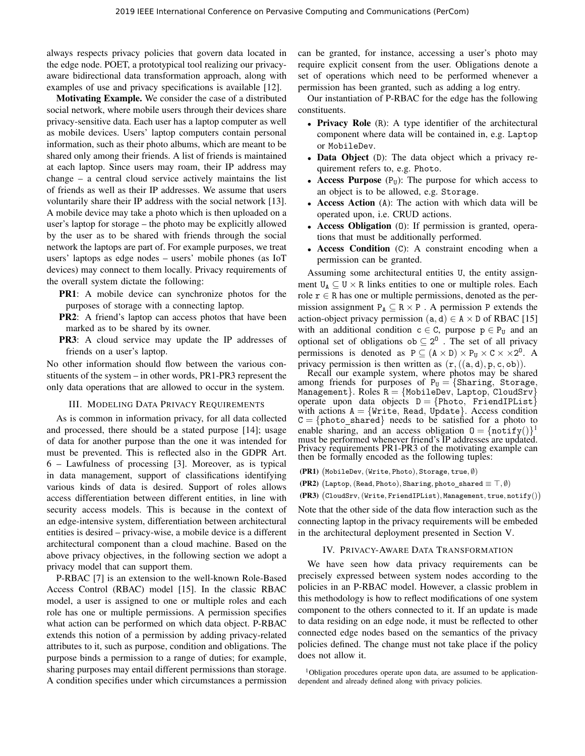always respects privacy policies that govern data located in the edge node. POET, a prototypical tool realizing our privacy-aware bidirectional data transformation approach, along with examples of use and privacy specifications is available [12].

**Motivating Example.** We consider the case of a distributed social network, where mobile users through their devices share privacy-sensitive data. Each user has a laptop computer as well as mobile devices. Users' laptop computers contain personal information, such as their photo albums, which are meant to be shared only among their friends. A list of friends is maintained at each laptop. Since users may roam, their IP address may change – a central cloud service actively maintains the list of friends as well as their IP addresses. We assume that users voluntarily share their IP address with the social network [13]. A mobile device may take a photo which is then uploaded on a user's laptop for storage – the photo may be explicitly allowed by the user as to be shared with friends through the social network the laptops are part of. For example purposes, we treat users' laptops as edge nodes – users' mobile phones (as IoT devices) may connect to them locally. Privacy requirements of the overall system dictate the following:

- **PR1**: A mobile device can synchronize photos for the purposes of storage with a connecting laptop.
- **PR2**: A friend's laptop can access photos that have been marked as to be shared by its owner.
- **PR3**: A cloud service may update the IP addresses of friends on a user's laptop.

No other information should flow between the various constituents of the system – in other words, PR1-PR3 represent the only data operations that are allowed to occur in the system.

## III. Modeling Data Privacy Requirements

As is common in information privacy, for all data collected and processed, there should be a stated purpose [14]; usage of data for another purpose than the one it was intended for must be prevented. This is reflected also in the GDPR Art. 6 – Lawfulness of processing [3]. Moreover, as is typical in data management, support of classifications identifying various kinds of data is desired. Support of roles allows access differentiation between different entities, in line with security access models. This is because in the context of an edge-intensive system, differentiation between architectural entities is desired – privacy-wise, a mobile device is a different architectural component than a cloud machine. Based on the above privacy objectives, in the following section we adopt a privacy model that can support them.

P-RBAC [7] is an extension to the well-known Role-Based Access Control (RBAC) model [15]. In the classic RBAC model, a user is assigned to one or multiple roles and each role has one or multiple permissions. A permission specifies what action can be performed on which data object. P-RBAC extends this notion of a permission by adding privacy-related attributes to it, such as purpose, condition and obligations. The purpose binds a permission to a range of duties; for example, sharing purposes may entail different permissions than storage. A condition specifies under which circumstances a permission can be granted, for instance, accessing a user's photo may require explicit consent from the user. Obligations denote a set of operations which need to be performed whenever a permission has been granted, such as adding a log entry.

Our instantiation of P-RBAC for the edge has the following constituents.

- **Privacy Role** ($\mathtt{R}$): A type identifier of the architectural component where data will be contained in, e.g. `Laptop` or `MobileDev`.
- **Data Object** ($\mathtt{D}$): The data object which a privacy requirement refers to, e.g. `Photo`.
- **Access Purpose** ($\mathtt{P_U}$): The purpose for which access to an object is to be allowed, e.g. `Storage`.
- **Access Action** ($\mathtt{A}$): The action with which data will be operated upon, i.e. CRUD actions.
- **Access Obligation** ($\mathtt{O}$): If permission is granted, operations that must be additionally performed.
- **Access Condition** ($\mathtt{C}$): A constraint encoding when a permission can be granted.

Assuming some architectural entities $\mathtt{U}$, the entity assignment $\mathtt{U_A} \subseteq \mathtt{U} \times \mathtt{R}$ links entities to one or multiple roles. Each role $\mathtt{r} \in \mathtt{R}$ has one or multiple permissions, denoted as the permission assignment $\mathtt{P_A} \subseteq \mathtt{R} \times \mathtt{P}$ . A permission $\mathtt{P}$ extends the action-object privacy permission $(\mathtt{a}, \mathtt{d}) \in \mathtt{A} \times \mathtt{D}$ of RBAC [15] with an additional condition $\mathtt{c} \in \mathtt{C}$, purpose $\mathtt{p} \in \mathtt{P_U}$ and an optional set of obligations $\mathtt{ob} \subseteq 2^{\mathtt{O}}$ . The set of all privacy permissions is denoted as $\mathtt{P} \subseteq (\mathtt{A} \times \mathtt{D}) \times \mathtt{P_U} \times \mathtt{C} \times \times 2^{\mathtt{O}}$. A privacy permission is then written as $(\mathtt{r}, ((\mathtt{a}, \mathtt{d}), \mathtt{p}, \mathtt{c}, \mathtt{ob}))$.

Recall our example system, where photos may be shared among friends for purposes of $\mathtt{P_U} = \{\mathtt{Sharing},\ \mathtt{Storage},\ \mathtt{Management}\}$. Roles $\mathtt{R} = \{\mathtt{MobileDev},\ \mathtt{Laptop},\ \mathtt{CloudSrv}\}$ operate upon data objects $\mathtt{D} = \{\mathtt{Photo},\ \mathtt{FriendIPList}\}$ with actions $\mathtt{A} = \{\mathtt{Write},\ \mathtt{Read},\ \mathtt{Update}\}$. Access condition $\mathtt{C} = \{\mathtt{photo\_shared}\}$ needs to be satisfied for a photo to enable sharing, and an access obligation $\mathtt{O} = \{\mathtt{notify()}\}$[1] must be performed whenever friend's IP addresses are updated. Privacy requirements PR1-PR3 of the motivating example can then be formally encoded as the following tuples:

**(PR1)** $(\mathtt{MobileDev}, (\mathtt{Write}, \mathtt{Photo}), \mathtt{Storage}, \mathtt{true}, \emptyset)$

**(PR2)** $(\mathtt{Laptop}, (\mathtt{Read}, \mathtt{Photo}), \mathtt{Sharing}, \mathtt{photo\_shared} \equiv \top, \emptyset)$

**(PR3)** $(\mathtt{CloudSrv}, (\mathtt{Write}, \mathtt{FriendIPList}), \mathtt{Management}, \mathtt{true}, \mathtt{notify()})$

Note that the other side of the data flow interaction such as the connecting laptop in the privacy requirements will be embeded in the architectural deployment presented in Section V.

## IV. Privacy-Aware Data Transformation

We have seen how data privacy requirements can be precisely expressed between system nodes according to the policies in an P-RBAC model. However, a classic problem in this methodology is how to reflect modifications of one system component to the others connected to it. If an update is made to data residing on an edge node, it must be reflected to other connected edge nodes based on the semantics of the privacy policies defined. The change must not take place if the policy does not allow it.

[1] Obligation procedures operate upon data, are assumed to be application-dependent and already defined along with privacy policies.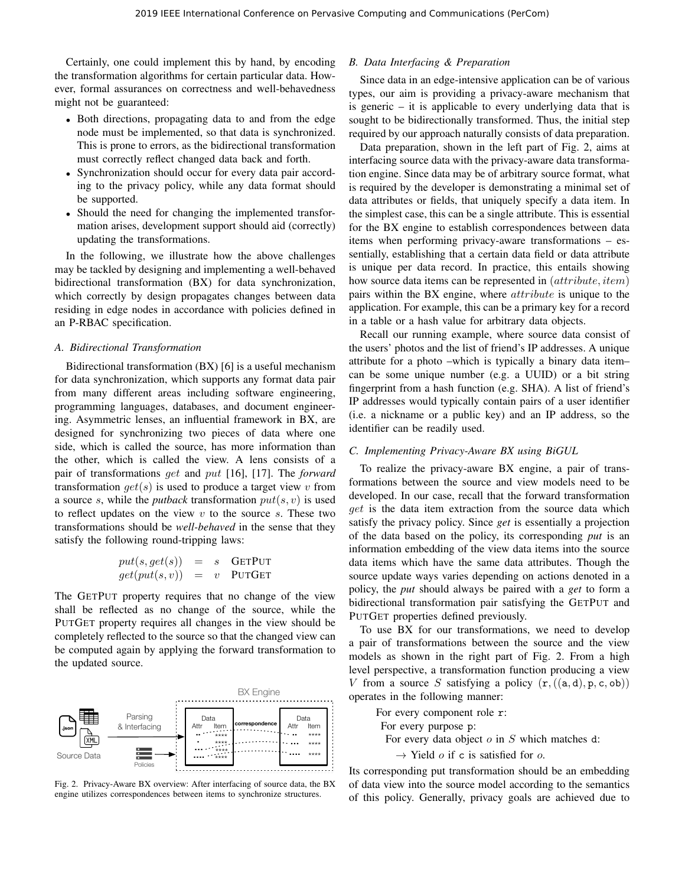Certainly, one could implement this by hand, by encoding the transformation algorithms for certain particular data. However, formal assurances on correctness and well-behavedness might not be guaranteed:

- Both directions, propagating data to and from the edge node must be implemented, so that data is synchronized. This is prone to errors, as the bidirectional transformation must correctly reflect changed data back and forth.
- Synchronization should occur for every data pair according to the privacy policy, while any data format should be supported.
- Should the need for changing the implemented transformation arises, development support should aid (correctly) updating the transformations.

In the following, we illustrate how the above challenges may be tackled by designing and implementing a well-behaved bidirectional transformation (BX) for data synchronization, which correctly by design propagates changes between data residing in edge nodes in accordance with policies defined in an P-RBAC specification.

### A. Bidirectional Transformation

Bidirectional transformation (BX) [6] is a useful mechanism for data synchronization, which supports any format data pair from many different areas including software engineering, programming languages, databases, and document engineering. Asymmetric lenses, an influential framework in BX, are designed for synchronizing two pieces of data where one side, which is called the source, has more information than the other, which is called the view. A lens consists of a pair of transformations $get$ and $put$ [16], [17]. The *forward* transformation $get(s)$ is used to produce a target view $v$ from a source $s$, while the *putback* transformation $put(s, v)$ is used to reflect updates on the view $v$ to the source $s$. These two transformations should be *well-behaved* in the sense that they satisfy the following round-tripping laws:

$$
\begin{aligned}
put(s, get(s)) &= s \quad \text{GETPUT} \\
get(put(s, v)) &= v \quad \text{PUTGET}
\end{aligned}
$$

The GETPUT property requires that no change of the view shall be reflected as no change of the source, while the PUTGET property requires all changes in the view should be completely reflected to the source so that the changed view can be computed again by applying the forward transformation to the updated source.

Fig. 2. Privacy-Aware BX overview: After interfacing of source data, the BX engine utilizes correspondences between items to synchronize structures.

### B. Data Interfacing & Preparation

Since data in an edge-intensive application can be of various types, our aim is providing a privacy-aware mechanism that is generic – it is applicable to every underlying data that is sought to be bidirectionally transformed. Thus, the initial step required by our approach naturally consists of data preparation.

Data preparation, shown in the left part of Fig. 2, aims at interfacing source data with the privacy-aware data transformation engine. Since data may be of arbitrary source format, what is required by the developer is demonstrating a minimal set of data attributes or fields, that uniquely specify a data item. In the simplest case, this can be a single attribute. This is essential for the BX engine to establish correspondences between data items when performing privacy-aware transformations – essentially, establishing that a certain data field or data attribute is unique per data record. In practice, this entails showing how source data items can be represented in $(attribute, item)$ pairs within the BX engine, where $attribute$ is unique to the application. For example, this can be a primary key for a record in a table or a hash value for arbitrary data objects.

Recall our running example, where source data consist of the users' photos and the list of friend's IP addresses. A unique attribute for a photo –which is typically a binary data item– can be some unique number (e.g. a UUID) or a bit string fingerprint from a hash function (e.g. SHA). A list of friend's IP addresses would typically contain pairs of a user identifier (i.e. a nickname or a public key) and an IP address, so the identifier can be readily used.

### C. Implementing Privacy-Aware BX using BiGUL

To realize the privacy-aware BX engine, a pair of transformations between the source and view models need to be developed. In our case, recall that the forward transformation $get$ is the data item extraction from the source data which satisfy the privacy policy. Since *get* is essentially a projection of the data based on the policy, its corresponding *put* is an information embedding of the view data items into the source data items which have the same data attributes. Though the source update ways varies depending on actions denoted in a policy, the *put* should always be paired with a *get* to form a bidirectional transformation pair satisfying the GETPUT and PUTGET properties defined previously.

To use BX for our transformations, we need to develop a pair of transformations between the source and the view models as shown in the right part of Fig. 2. From a high level perspective, a transformation function producing a view $V$ from a source $S$ satisfying a policy $(\mathtt{r}, ((\mathtt{a}, \mathtt{d}), \mathtt{p}, \mathtt{c}, \mathtt{ob}))$ operates in the following manner:

For every component role $\mathtt{r}$:
  For every purpose $\mathtt{p}$:
    For every data object $o$ in $S$ which matches $\mathtt{d}$:
      $\rightarrow$ Yield $o$ if $\mathtt{c}$ is satisfied for $o$.

Its corresponding put transformation should be an embedding of data view into the source model according to the semantics of this policy. Generally, privacy goals are achieved due to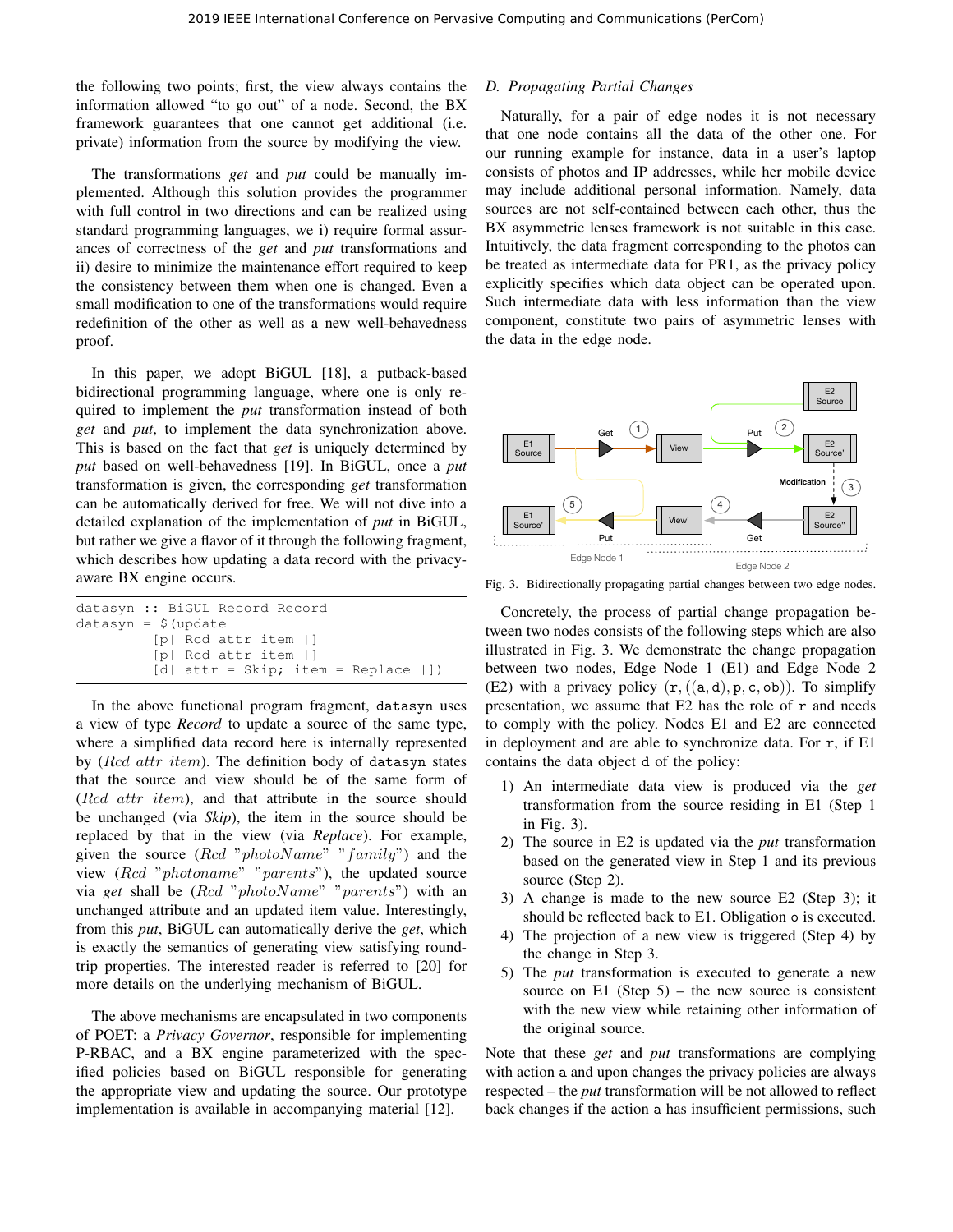the following two points; first, the view always contains the information allowed "to go out" of a node. Second, the BX framework guarantees that one cannot get additional (i.e. private) information from the source by modifying the view.

The transformations *get* and *put* could be manually implemented. Although this solution provides the programmer with full control in two directions and can be realized using standard programming languages, we i) require formal assurances of correctness of the *get* and *put* transformations and ii) desire to minimize the maintenance effort required to keep the consistency between them when one is changed. Even a small modification to one of the transformations would require redefinition of the other as well as a new well-behavedness proof.

In this paper, we adopt BiGUL [18], a putback-based bidirectional programming language, where one is only required to implement the *put* transformation instead of both *get* and *put*, to implement the data synchronization above. This is based on the fact that *get* is uniquely determined by *put* based on well-behavedness [19]. In BiGUL, once a *put* transformation is given, the corresponding *get* transformation can be automatically derived for free. We will not dive into a detailed explanation of the implementation of *put* in BiGUL, but rather we give a flavor of it through the following fragment, which describes how updating a data record with the privacy-aware BX engine occurs.

```
datasyn :: BiGUL Record Record
datasyn = $(update
          [p| Rcd attr item |]
          [p| Rcd attr item |]
          [d| attr = Skip; item = Replace |])
```

In the above functional program fragment, `datasyn` uses a view of type *Record* to update a source of the same type, where a simplified data record here is internally represented by $(Rcd\ attr\ item)$. The definition body of `datasyn` states that the source and view should be of the same form of $(Rcd\ attr\ item)$, and that attribute in the source should be unchanged (via *Skip*), the item in the source should be replaced by that in the view (via *Replace*). For example, given the source $(Rcd\ "photoName"\ "family")$ and the view $(Rcd\ "photoname"\ "parents")$, the updated source via *get* shall be $(Rcd\ "photoName"\ "parents")$ with an unchanged attribute and an updated item value. Interestingly, from this *put*, BiGUL can automatically derive the *get*, which is exactly the semantics of generating view satisfying round-trip properties. The interested reader is referred to [20] for more details on the underlying mechanism of BiGUL.

The above mechanisms are encapsulated in two components of POET: a *Privacy Governor*, responsible for implementing P-RBAC, and a BX engine parameterized with the specified policies based on BiGUL responsible for generating the appropriate view and updating the source. Our prototype implementation is available in accompanying material [12].

### D. Propagating Partial Changes

Naturally, for a pair of edge nodes it is not necessary that one node contains all the data of the other one. For our running example for instance, data in a user's laptop consists of photos and IP addresses, while her mobile device may include additional personal information. Namely, data sources are not self-contained between each other, thus the BX asymmetric lenses framework is not suitable in this case. Intuitively, the data fragment corresponding to the photos can be treated as intermediate data for PR1, as the privacy policy explicitly specifies which data object can be operated upon. Such intermediate data with less information than the view component, constitute two pairs of asymmetric lenses with the data in the edge node.

Fig. 3. Bidirectionally propagating partial changes between two edge nodes.

Concretely, the process of partial change propagation between two nodes consists of the following steps which are also illustrated in Fig. 3. We demonstrate the change propagation between two nodes, Edge Node 1 (E1) and Edge Node 2 (E2) with a privacy policy $(\mathtt{r}, ((\mathtt{a}, \mathtt{d}), \mathtt{p}, \mathtt{c}, \mathtt{ob}))$. To simplify presentation, we assume that E2 has the role of $\mathtt{r}$ and needs to comply with the policy. Nodes E1 and E2 are connected in deployment and are able to synchronize data. For $\mathtt{r}$, if E1 contains the data object $\mathtt{d}$ of the policy:

1) An intermediate data view is produced via the *get* transformation from the source residing in E1 (Step 1 in Fig. 3).
2) The source in E2 is updated via the *put* transformation based on the generated view in Step 1 and its previous source (Step 2).
3) A change is made to the new source E2 (Step 3); it should be reflected back to E1. Obligation $\mathtt{o}$ is executed.
4) The projection of a new view is triggered (Step 4) by the change in Step 3.
5) The *put* transformation is executed to generate a new source on E1 (Step 5) – the new source is consistent with the new view while retaining other information of the original source.

Note that these *get* and *put* transformations are complying with action $\mathtt{a}$ and upon changes the privacy policies are always respected – the *put* transformation will be not allowed to reflect back changes if the action $\mathtt{a}$ has insufficient permissions, such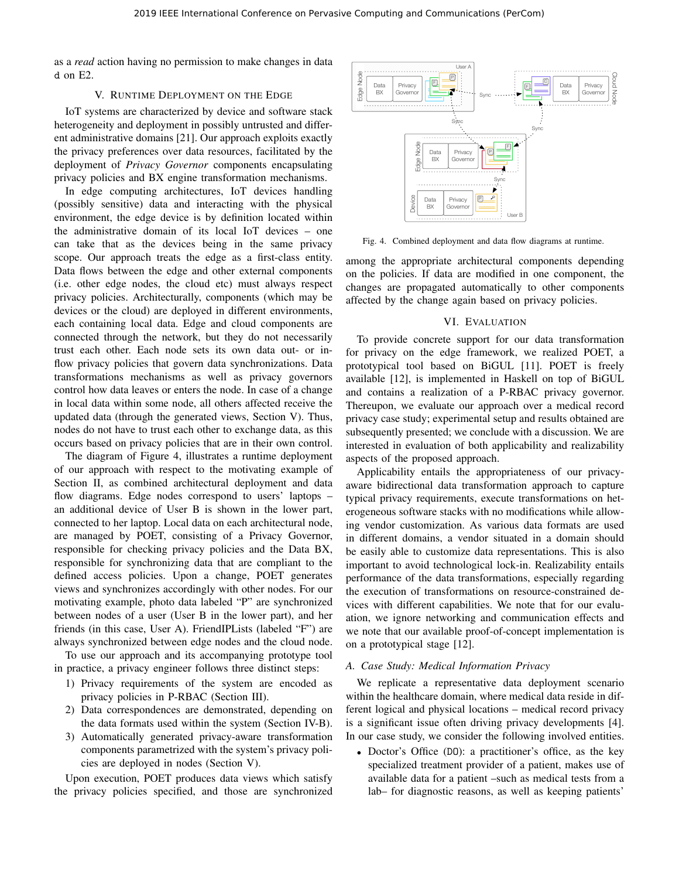as a *read* action having no permission to make changes in data d on E2.

## V. Runtime Deployment on the Edge

IoT systems are characterized by device and software stack heterogeneity and deployment in possibly untrusted and different administrative domains [21]. Our approach exploits exactly the privacy preferences over data resources, facilitated by the deployment of *Privacy Governor* components encapsulating privacy policies and BX engine transformation mechanisms.

In edge computing architectures, IoT devices handling (possibly sensitive) data and interacting with the physical environment, the edge device is by definition located within the administrative domain of its local IoT devices – one can take that as the devices being in the same privacy scope. Our approach treats the edge as a first-class entity. Data flows between the edge and other external components (i.e. other edge nodes, the cloud etc) must always respect privacy policies. Architecturally, components (which may be devices or the cloud) are deployed in different environments, each containing local data. Edge and cloud components are connected through the network, but they do not necessarily trust each other. Each node sets its own data out- or inflow privacy policies that govern data synchronizations. Data transformations mechanisms as well as privacy governors control how data leaves or enters the node. In case of a change in local data within some node, all others affected receive the updated data (through the generated views, Section V). Thus, nodes do not have to trust each other to exchange data, as this occurs based on privacy policies that are in their own control.

The diagram of Figure 4, illustrates a runtime deployment of our approach with respect to the motivating example of Section II, as combined architectural deployment and data flow diagrams. Edge nodes correspond to users' laptops – an additional device of User B is shown in the lower part, connected to her laptop. Local data on each architectural node, are managed by POET, consisting of a Privacy Governor, responsible for checking privacy policies and the Data BX, responsible for synchronizing data that are compliant to the defined access policies. Upon a change, POET generates views and synchronizes accordingly with other nodes. For our motivating example, photo data labeled "P" are synchronized between nodes of a user (User B in the lower part), and her friends (in this case, User A). FriendIPLists (labeled "F") are always synchronized between edge nodes and the cloud node.

To use our approach and its accompanying prototype tool in practice, a privacy engineer follows three distinct steps:

1) Privacy requirements of the system are encoded as privacy policies in P-RBAC (Section III).
2) Data correspondences are demonstrated, depending on the data formats used within the system (Section IV-B).
3) Automatically generated privacy-aware transformation components parametrized with the system's privacy policies are deployed in nodes (Section V).

Upon execution, POET produces data views which satisfy the privacy policies specified, and those are synchronized among the appropriate architectural components depending on the policies. If data are modified in one component, the changes are propagated automatically to other components affected by the change again based on privacy policies.

Fig. 4. Combined deployment and data flow diagrams at runtime.

## VI. Evaluation

To provide concrete support for our data transformation for privacy on the edge framework, we realized POET, a prototypical tool based on BiGUL [11]. POET is freely available [12], is implemented in Haskell on top of BiGUL and contains a realization of a P-RBAC privacy governor. Thereupon, we evaluate our approach over a medical record privacy case study; experimental setup and results obtained are subsequently presented; we conclude with a discussion. We are interested in evaluation of both applicability and realizability aspects of the proposed approach.

Applicability entails the appropriateness of our privacy-aware bidirectional data transformation approach to capture typical privacy requirements, execute transformations on heterogeneous software stacks with no modifications while allowing vendor customization. As various data formats are used in different domains, a vendor situated in a domain should be easily able to customize data representations. This is also important to avoid technological lock-in. Realizability entails performance of the data transformations, especially regarding the execution of transformations on resource-constrained devices with different capabilities. We note that for our evaluation, we ignore networking and communication effects and we note that our available proof-of-concept implementation is on a prototypical stage [12].

### A. Case Study: Medical Information Privacy

We replicate a representative data deployment scenario within the healthcare domain, where medical data reside in different logical and physical locations – medical record privacy is a significant issue often driving privacy developments [4]. In our case study, we consider the following involved entities.

- Doctor's Office (DO): a practitioner's office, as the key specialized treatment provider of a patient, makes use of available data for a patient –such as medical tests from a lab– for diagnostic reasons, as well as keeping patients'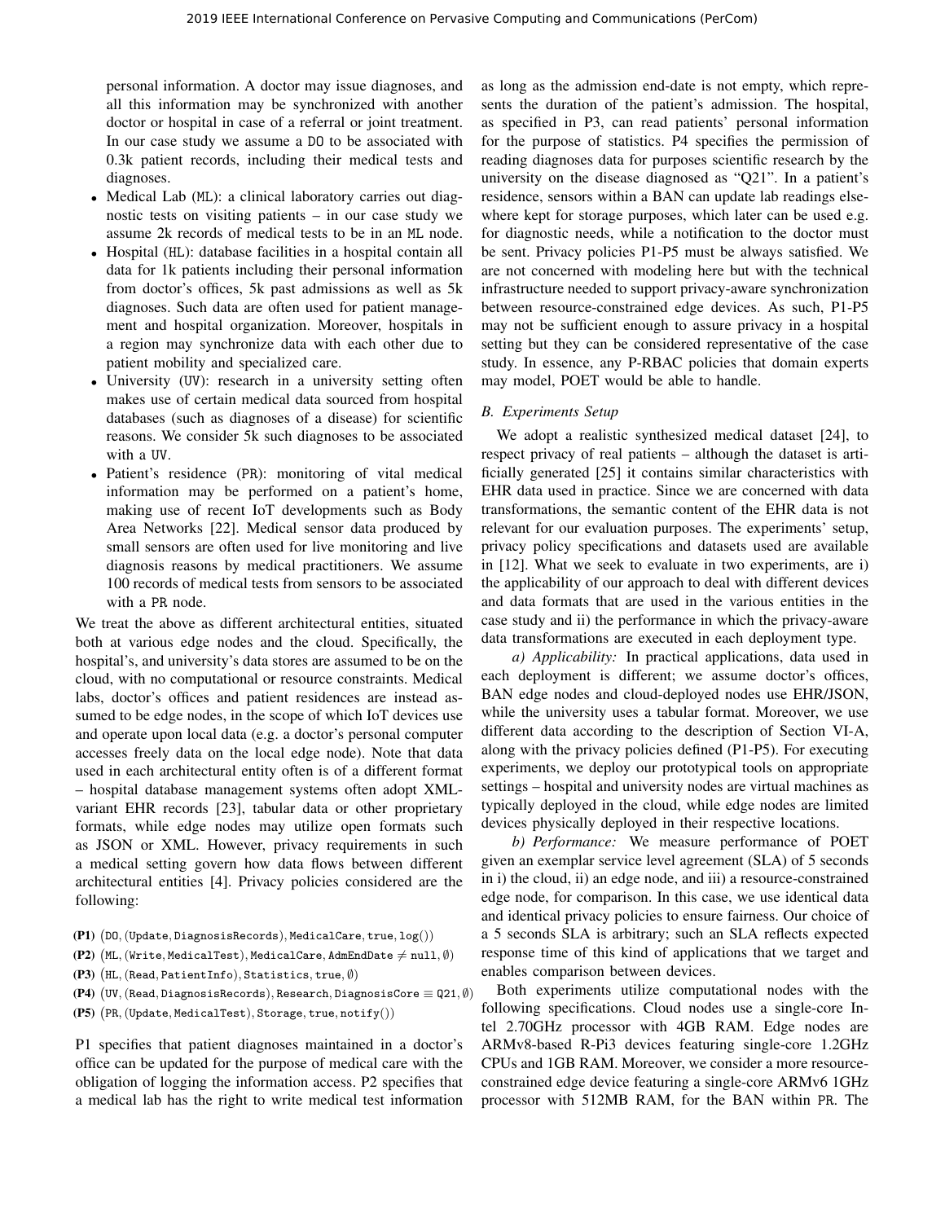personal information. A doctor may issue diagnoses, and all this information may be synchronized with another doctor or hospital in case of a referral or joint treatment. In our case study we assume a DO to be associated with 0.3k patient records, including their medical tests and diagnoses.

- Medical Lab (ML): a clinical laboratory carries out diagnostic tests on visiting patients – in our case study we assume 2k records of medical tests to be in an ML node.
- Hospital (HL): database facilities in a hospital contain all data for 1k patients including their personal information from doctor's offices, 5k past admissions as well as 5k diagnoses. Such data are often used for patient management and hospital organization. Moreover, hospitals in a region may synchronize data with each other due to patient mobility and specialized care.
- University (UV): research in a university setting often makes use of certain medical data sourced from hospital databases (such as diagnoses of a disease) for scientific reasons. We consider 5k such diagnoses to be associated with a UV.
- Patient's residence (PR): monitoring of vital medical information may be performed on a patient's home, making use of recent IoT developments such as Body Area Networks [22]. Medical sensor data produced by small sensors are often used for live monitoring and live diagnosis reasons by medical practitioners. We assume 100 records of medical tests from sensors to be associated with a PR node.

We treat the above as different architectural entities, situated both at various edge nodes and the cloud. Specifically, the hospital's, and university's data stores are assumed to be on the cloud, with no computational or resource constraints. Medical labs, doctor's offices and patient residences are instead assumed to be edge nodes, in the scope of which IoT devices use and operate upon local data (e.g. a doctor's personal computer accesses freely data on the local edge node). Note that data used in each architectural entity often is of a different format – hospital database management systems often adopt XML-variant EHR records [23], tabular data or other proprietary formats, while edge nodes may utilize open formats such as JSON or XML. However, privacy requirements in such a medical setting govern how data flows between different architectural entities [4]. Privacy policies considered are the following:

**(P1)** $(\texttt{DO}, (\texttt{Update}, \texttt{DiagnosisRecords}), \texttt{MedicalCare}, \texttt{true}, \texttt{log}())$

**(P2)** $(\texttt{ML}, (\texttt{Write}, \texttt{MedicalTest}), \texttt{MedicalCare}, \texttt{AdmEndDate} \neq \texttt{null}, \emptyset)$

**(P3)** $(\texttt{HL}, (\texttt{Read}, \texttt{PatientInfo}), \texttt{Statistics}, \texttt{true}, \emptyset)$

**(P4)** $(\texttt{UV}, (\texttt{Read}, \texttt{DiagnosisRecords}), \texttt{Research}, \texttt{DiagnosisCore} \equiv \texttt{Q21}, \emptyset)$

**(P5)** $(\texttt{PR}, (\texttt{Update}, \texttt{MedicalTest}), \texttt{Storage}, \texttt{true}, \texttt{notify}())$

P1 specifies that patient diagnoses maintained in a doctor's office can be updated for the purpose of medical care with the obligation of logging the information access. P2 specifies that a medical lab has the right to write medical test information as long as the admission end-date is not empty, which represents the duration of the patient's admission. The hospital, as specified in P3, can read patients' personal information for the purpose of statistics. P4 specifies the permission of reading diagnoses data for purposes scientific research by the university on the disease diagnosed as "Q21". In a patient's residence, sensors within a BAN can update lab readings elsewhere kept for storage purposes, which later can be used e.g. for diagnostic needs, while a notification to the doctor must be sent. Privacy policies P1-P5 must be always satisfied. We are not concerned with modeling here but with the technical infrastructure needed to support privacy-aware synchronization between resource-constrained edge devices. As such, P1-P5 may not be sufficient enough to assure privacy in a hospital setting but they can be considered representative of the case study. In essence, any P-RBAC policies that domain experts may model, POET would be able to handle.

### B. Experiments Setup

We adopt a realistic synthesized medical dataset [24], to respect privacy of real patients – although the dataset is artificially generated [25] it contains similar characteristics with EHR data used in practice. Since we are concerned with data transformations, the semantic content of the EHR data is not relevant for our evaluation purposes. The experiments' setup, privacy policy specifications and datasets used are available in [12]. What we seek to evaluate in two experiments, are i) the applicability of our approach to deal with different devices and data formats that are used in the various entities in the case study and ii) the performance in which the privacy-aware data transformations are executed in each deployment type.

*a) Applicability:* In practical applications, data used in each deployment is different; we assume doctor's offices, BAN edge nodes and cloud-deployed nodes use EHR/JSON, while the university uses a tabular format. Moreover, we use different data according to the description of Section VI-A, along with the privacy policies defined (P1-P5). For executing experiments, we deploy our prototypical tools on appropriate settings – hospital and university nodes are virtual machines as typically deployed in the cloud, while edge nodes are limited devices physically deployed in their respective locations.

*b) Performance:* We measure performance of POET given an exemplar service level agreement (SLA) of 5 seconds in i) the cloud, ii) an edge node, and iii) a resource-constrained edge node, for comparison. In this case, we use identical data and identical privacy policies to ensure fairness. Our choice of a 5 seconds SLA is arbitrary; such an SLA reflects expected response time of this kind of applications that we target and enables comparison between devices.

Both experiments utilize computational nodes with the following specifications. Cloud nodes use a single-core Intel 2.70GHz processor with 4GB RAM. Edge nodes are ARMv8-based R-Pi3 devices featuring single-core 1.2GHz CPUs and 1GB RAM. Moreover, we consider a more resource-constrained edge device featuring a single-core ARMv6 1GHz processor with 512MB RAM, for the BAN within PR. The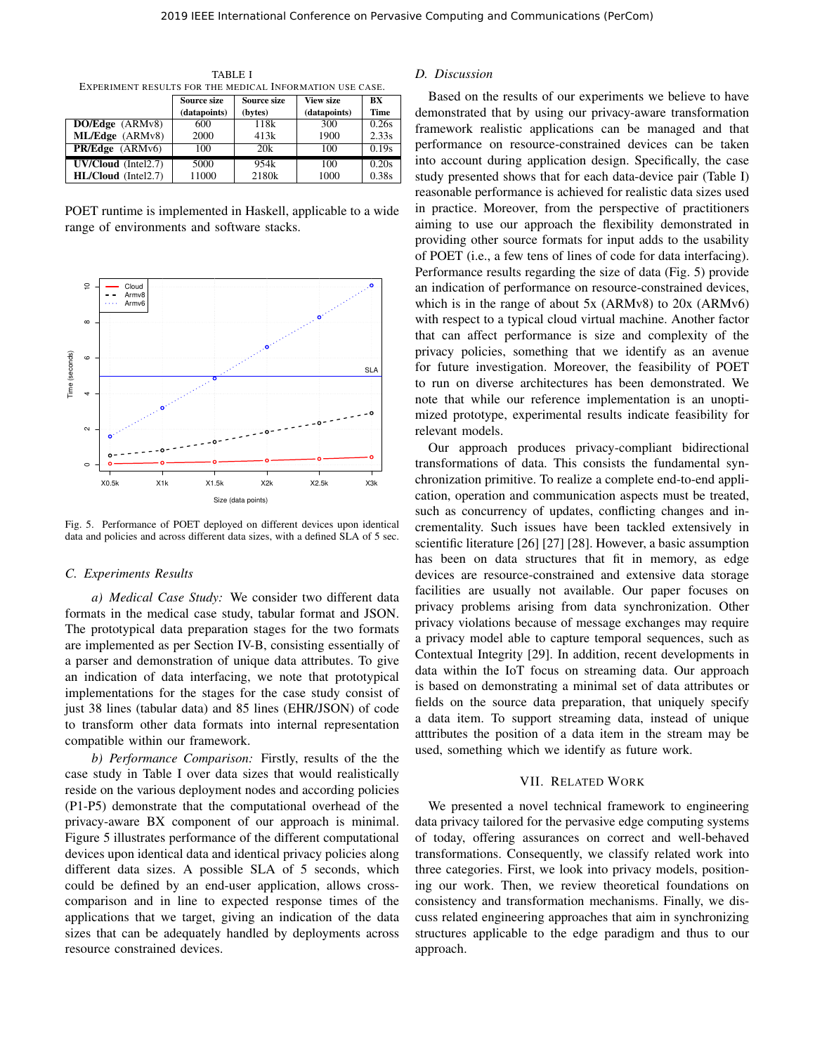TABLE I
EXPERIMENT RESULTS FOR THE MEDICAL INFORMATION USE CASE.

| | Source size (datapoints) | Source size (bytes) | View size (datapoints) | BX Time |
|---|---|---|---|---|
| **DO/Edge** (ARMv8) | 600 | 118k | 300 | 0.26s |
| **ML/Edge** (ARMv8) | 2000 | 413k | 1900 | 2.33s |
| **PR/Edge** (ARMv6) | 100 | 20k | 100 | 0.19s |
| **UV/Cloud** (Intel2.7) | 5000 | 954k | 100 | 0.20s |
| **HL/Cloud** (Intel2.7) | 11000 | 2180k | 1000 | 0.38s |

POET runtime is implemented in Haskell, applicable to a wide range of environments and software stacks.

Fig. 5. Performance of POET deployed on different devices upon identical data and policies and across different data sizes, with a defined SLA of 5 sec.

### C. Experiments Results

*a) Medical Case Study:* We consider two different data formats in the medical case study, tabular format and JSON. The prototypical data preparation stages for the two formats are implemented as per Section IV-B, consisting essentially of a parser and demonstration of unique data attributes. To give an indication of data interfacing, we note that prototypical implementations for the case study consist of just 38 lines (tabular data) and 85 lines (EHR/JSON) of code to transform other data formats into internal representation compatible within our framework.

*b) Performance Comparison:* Firstly, results of the the case study in Table I over data sizes that would realistically reside on the various deployment nodes and according policies (P1-P5) demonstrate that the computational overhead of the privacy-aware BX component of our approach is minimal. Figure 5 illustrates performance of the different computational devices upon identical data and identical privacy policies along different data sizes. A possible SLA of 5 seconds, which could be defined by an end-user application, allows cross-comparison and in line to expected response times of the applications that we target, giving an indication of the data sizes that can be adequately handled by deployments across resource constrained devices.

### D. Discussion

Based on the results of our experiments we believe to have demonstrated that by using our privacy-aware transformation framework realistic applications can be managed and that performance on resource-constrained devices can be taken into account during application design. Specifically, the case study presented shows that for each data-device pair (Table I) reasonable performance is achieved for realistic data sizes used in practice. Moreover, from the perspective of practitioners aiming to use our approach the flexibility demonstrated in providing other source formats for input adds to the usability of POET (i.e., a few tens of lines of code for data interfacing). Performance results regarding the size of data (Fig. 5) provide an indication of performance on resource-constrained devices, which is in the range of about 5x (ARMv8) to 20x (ARMv6) with respect to a typical cloud virtual machine. Another factor that can affect performance is size and complexity of the privacy policies, something that we identify as an avenue for future investigation. Moreover, the feasibility of POET to run on diverse architectures has been demonstrated. We note that while our reference implementation is an unoptimized prototype, experimental results indicate feasibility for relevant models.

Our approach produces privacy-compliant bidirectional transformations of data. This consists the fundamental synchronization primitive. To realize a complete end-to-end application, operation and communication aspects must be treated, such as concurrency of updates, conflicting changes and incrementality. Such issues have been tackled extensively in scientific literature [26] [27] [28]. However, a basic assumption has been on data structures that fit in memory, as edge devices are resource-constrained and extensive data storage facilities are usually not available. Our paper focuses on privacy problems arising from data synchronization. Other privacy violations because of message exchanges may require a privacy model able to capture temporal sequences, such as Contextual Integrity [29]. In addition, recent developments in data within the IoT focus on streaming data. Our approach is based on demonstrating a minimal set of data attributes or fields on the source data preparation, that uniquely specify a data item. To support streaming data, instead of unique atttributes the position of a data item in the stream may be used, something which we identify as future work.

## VII. Related Work

We presented a novel technical framework to engineering data privacy tailored for the pervasive edge computing systems of today, offering assurances on correct and well-behaved transformations. Consequently, we classify related work into three categories. First, we look into privacy models, positioning our work. Then, we review theoretical foundations on consistency and transformation mechanisms. Finally, we discuss related engineering approaches that aim in synchronizing structures applicable to the edge paradigm and thus to our approach.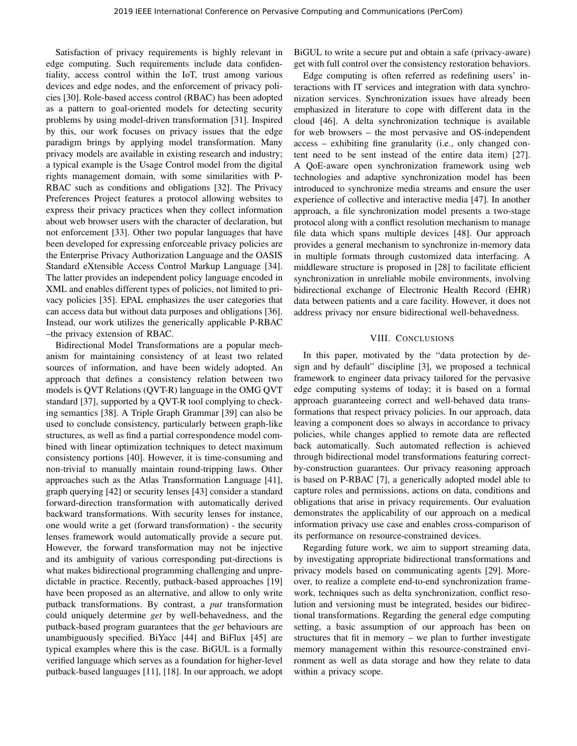Satisfaction of privacy requirements is highly relevant in edge computing. Such requirements include data confidentiality, access control within the IoT, trust among various devices and edge nodes, and the enforcement of privacy policies [30]. Role-based access control (RBAC) has been adopted as a pattern to goal-oriented models for detecting security problems by using model-driven transformation [31]. Inspired by this, our work focuses on privacy issues that the edge paradigm brings by applying model transformation. Many privacy models are available in existing research and industry; a typical example is the Usage Control model from the digital rights management domain, with some similarities with P-RBAC such as conditions and obligations [32]. The Privacy Preferences Project features a protocol allowing websites to express their privacy practices when they collect information about web browser users with the character of declaration, but not enforcement [33]. Other two popular languages that have been developed for expressing enforceable privacy policies are the Enterprise Privacy Authorization Language and the OASIS Standard eXtensible Access Control Markup Language [34]. The latter provides an independent policy language encoded in XML and enables different types of policies, not limited to privacy policies [35]. EPAL emphasizes the user categories that can access data but without data purposes and obligations [36]. Instead, our work utilizes the generically applicable P-RBAC –the privacy extension of RBAC.

Bidirectional Model Transformations are a popular mechanism for maintaining consistency of at least two related sources of information, and have been widely adopted. An approach that defines a consistency relation between two models is QVT Relations (QVT-R) language in the OMG QVT standard [37], supported by a QVT-R tool complying to checking semantics [38]. A Triple Graph Grammar [39] can also be used to conclude consistency, particularly between graph-like structures, as well as find a partial correspondence model combined with linear optimization techniques to detect maximum consistency portions [40]. However, it is time-consuming and non-trivial to manually maintain round-tripping laws. Other approaches such as the Atlas Transformation Language [41], graph querying [42] or security lenses [43] consider a standard forward-direction transformation with automatically derived backward transformations. With security lenses for instance, one would write a get (forward transformation) - the security lenses framework would automatically provide a secure put. However, the forward transformation may not be injective and its ambiguity of various corresponding put-directions is what makes bidirectional programming challenging and unpredictable in practice. Recently, putback-based approaches [19] have been proposed as an alternative, and allow to only write putback transformations. By contrast, a *put* transformation could uniquely determine *get* by well-behavedness, and the putback-based program guarantees that the *get* behaviours are unambiguously specified. BiYacc [44] and BiFlux [45] are typical examples where this is the case. BiGUL is a formally verified language which serves as a foundation for higher-level putback-based languages [11], [18]. In our approach, we adopt BiGUL to write a secure put and obtain a safe (privacy-aware) get with full control over the consistency restoration behaviors.

Edge computing is often referred as redefining users' interactions with IT services and integration with data synchronization services. Synchronization issues have already been emphasized in literature to cope with different data in the cloud [46]. A delta synchronization technique is available for web browsers – the most pervasive and OS-independent access – exhibiting fine granularity (i.e., only changed content need to be sent instead of the entire data item) [27]. A QoE-aware open synchronization framework using web technologies and adaptive synchronization model has been introduced to synchronize media streams and ensure the user experience of collective and interactive media [47]. In another approach, a file synchronization model presents a two-stage protocol along with a conflict resolution mechanism to manage file data which spans multiple devices [48]. Our approach provides a general mechanism to synchronize in-memory data in multiple formats through customized data interfacing. A middleware structure is proposed in [28] to facilitate efficient synchronization in unreliable mobile environments, involving bidirectional exchange of Electronic Health Record (EHR) data between patients and a care facility. However, it does not address privacy nor ensure bidirectional well-behavedness.

## VIII. Conclusions

In this paper, motivated by the "data protection by design and by default" discipline [3], we proposed a technical framework to engineer data privacy tailored for the pervasive edge computing systems of today; it is based on a formal approach guaranteeing correct and well-behaved data transformations that respect privacy policies. In our approach, data leaving a component does so always in accordance to privacy policies, while changes applied to remote data are reflected back automatically. Such automated reflection is achieved through bidirectional model transformations featuring correct-by-construction guarantees. Our privacy reasoning approach is based on P-RBAC [7], a generically adopted model able to capture roles and permissions, actions on data, conditions and obligations that arise in privacy requirements. Our evaluation demonstrates the applicability of our approach on a medical information privacy use case and enables cross-comparison of its performance on resource-constrained devices.

Regarding future work, we aim to support streaming data, by investigating appropriate bidirectional transformations and privacy models based on communicating agents [29]. Moreover, to realize a complete end-to-end synchronization framework, techniques such as delta synchronization, conflict resolution and versioning must be integrated, besides our bidirectional transformations. Regarding the general edge computing setting, a basic assumption of our approach has been on structures that fit in memory – we plan to further investigate memory management within this resource-constrained environment as well as data storage and how they relate to data within a privacy scope.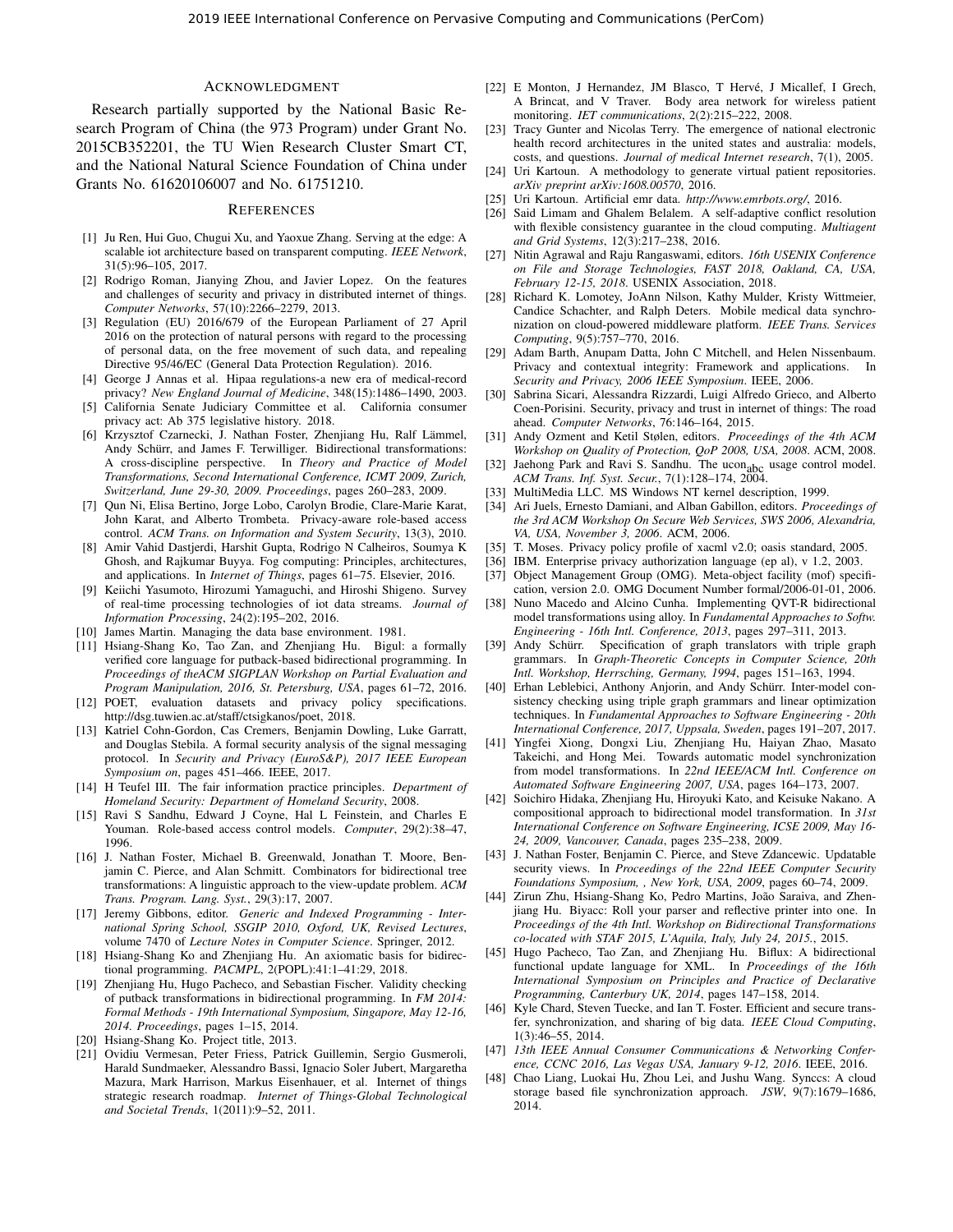## Acknowledgment

Research partially supported by the National Basic Research Program of China (the 973 Program) under Grant No. 2015CB352201, the TU Wien Research Cluster Smart CT, and the National Natural Science Foundation of China under Grants No. 61620106007 and No. 61751210.

## References

[1] Ju Ren, Hui Guo, Chugui Xu, and Yaoxue Zhang. Serving at the edge: A scalable iot architecture based on transparent computing. *IEEE Network*, 31(5):96–105, 2017.

[2] Rodrigo Roman, Jianying Zhou, and Javier Lopez. On the features and challenges of security and privacy in distributed internet of things. *Computer Networks*, 57(10):2266–2279, 2013.

[3] Regulation (EU) 2016/679 of the European Parliament of 27 April 2016 on the protection of natural persons with regard to the processing of personal data, on the free movement of such data, and repealing Directive 95/46/EC (General Data Protection Regulation). 2016.

[4] George J Annas et al. Hipaa regulations-a new era of medical-record privacy? *New England Journal of Medicine*, 348(15):1486–1490, 2003.

[5] California Senate Judiciary Committee et al. California consumer privacy act: Ab 375 legislative history. 2018.

[6] Krzysztof Czarnecki, J. Nathan Foster, Zhenjiang Hu, Ralf Lämmel, Andy Schürr, and James F. Terwilliger. Bidirectional transformations: A cross-discipline perspective. In *Theory and Practice of Model Transformations, Second International Conference, ICMT 2009, Zurich, Switzerland, June 29-30, 2009. Proceedings*, pages 260–283, 2009.

[7] Qun Ni, Elisa Bertino, Jorge Lobo, Carolyn Brodie, Clare-Marie Karat, John Karat, and Alberto Trombeta. Privacy-aware role-based access control. *ACM Trans. on Information and System Security*, 13(3), 2010.

[8] Amir Vahid Dastjerdi, Harshit Gupta, Rodrigo N Calheiros, Soumya K Ghosh, and Rajkumar Buyya. Fog computing: Principles, architectures, and applications. In *Internet of Things*, pages 61–75. Elsevier, 2016.

[9] Keiichi Yasumoto, Hirozumi Yamaguchi, and Hiroshi Shigeno. Survey of real-time processing technologies of iot data streams. *Journal of Information Processing*, 24(2):195–202, 2016.

[10] James Martin. Managing the data base environment. 1981.

[11] Hsiang-Shang Ko, Tao Zan, and Zhenjiang Hu. Bigul: a formally verified core language for putback-based bidirectional programming. In *Proceedings of theACM SIGPLAN Workshop on Partial Evaluation and Program Manipulation, 2016, St. Petersburg, USA*, pages 61–72, 2016.

[12] POET, evaluation datasets and privacy policy specifications. http://dsg.tuwien.ac.at/staff/ctsigkanos/poet, 2018.

[13] Katriel Cohn-Gordon, Cas Cremers, Benjamin Dowling, Luke Garratt, and Douglas Stebila. A formal security analysis of the signal messaging protocol. In *Security and Privacy (EuroS&P), 2017 IEEE European Symposium on*, pages 451–466. IEEE, 2017.

[14] H Teufel III. The fair information practice principles. *Department of Homeland Security: Department of Homeland Security*, 2008.

[15] Ravi S Sandhu, Edward J Coyne, Hal L Feinstein, and Charles E Youman. Role-based access control models. *Computer*, 29(2):38–47, 1996.

[16] J. Nathan Foster, Michael B. Greenwald, Jonathan T. Moore, Benjamin C. Pierce, and Alan Schmitt. Combinators for bidirectional tree transformations: A linguistic approach to the view-update problem. *ACM Trans. Program. Lang. Syst.*, 29(3):17, 2007.

[17] Jeremy Gibbons, editor. *Generic and Indexed Programming - International Spring School, SSGIP 2010, Oxford, UK, Revised Lectures*, volume 7470 of *Lecture Notes in Computer Science*. Springer, 2012.

[18] Hsiang-Shang Ko and Zhenjiang Hu. An axiomatic basis for bidirectional programming. *PACMPL*, 2(POPL):41:1–41:29, 2018.

[19] Zhenjiang Hu, Hugo Pacheco, and Sebastian Fischer. Validity checking of putback transformations in bidirectional programming. In *FM 2014: Formal Methods - 19th International Symposium, Singapore, May 12-16, 2014. Proceedings*, pages 1–15, 2014.

[20] Hsiang-Shang Ko. Project title, 2013.

[21] Ovidiu Vermesan, Peter Friess, Patrick Guillemin, Sergio Gusmeroli, Harald Sundmaeker, Alessandro Bassi, Ignacio Soler Jubert, Margaretha Mazura, Mark Harrison, Markus Eisenhauer, et al. Internet of things strategic research roadmap. *Internet of Things-Global Technological and Societal Trends*, 1(2011):9–52, 2011.

[22] E Monton, J Hernandez, JM Blasco, T Hervé, J Micallef, I Grech, A Brincat, and V Traver. Body area network for wireless patient monitoring. *IET communications*, 2(2):215–222, 2008.

[23] Tracy Gunter and Nicolas Terry. The emergence of national electronic health record architectures in the united states and australia: models, costs, and questions. *Journal of medical Internet research*, 7(1), 2005.

[24] Uri Kartoun. A methodology to generate virtual patient repositories. *arXiv preprint arXiv:1608.00570*, 2016.

[25] Uri Kartoun. Artificial emr data. *http://www.emrbots.org/*, 2016.

[26] Said Limam and Ghalem Belalem. A self-adaptive conflict resolution with flexible consistency guarantee in the cloud computing. *Multiagent and Grid Systems*, 12(3):217–238, 2016.

[27] Nitin Agrawal and Raju Rangaswami, editors. *16th USENIX Conference on File and Storage Technologies, FAST 2018, Oakland, CA, USA, February 12-15, 2018*. USENIX Association, 2018.

[28] Richard K. Lomotey, JoAnn Nilson, Kathy Mulder, Kristy Wittmeier, Candice Schachter, and Ralph Deters. Mobile medical data synchronization on cloud-powered middleware platform. *IEEE Trans. Services Computing*, 9(5):757–770, 2016.

[29] Adam Barth, Anupam Datta, John C Mitchell, and Helen Nissenbaum. Privacy and contextual integrity: Framework and applications. In *Security and Privacy, 2006 IEEE Symposium*. IEEE, 2006.

[30] Sabrina Sicari, Alessandra Rizzardi, Luigi Alfredo Grieco, and Alberto Coen-Porisini. Security, privacy and trust in internet of things: The road ahead. *Computer Networks*, 76:146–164, 2015.

[31] Andy Ozment and Ketil Stølen, editors. *Proceedings of the 4th ACM Workshop on Quality of Protection, QoP 2008, USA, 2008*. ACM, 2008.

[32] Jaehong Park and Ravi S. Sandhu. The $ucon_{abc}$ usage control model. *ACM Trans. Inf. Syst. Secur.*, 7(1):128–174, 2004.

[33] MultiMedia LLC. MS Windows NT kernel description, 1999.

[34] Ari Juels, Ernesto Damiani, and Alban Gabillon, editors. *Proceedings of the 3rd ACM Workshop On Secure Web Services, SWS 2006, Alexandria, VA, USA, November 3, 2006*. ACM, 2006.

[35] T. Moses. Privacy policy profile of xacml v2.0; oasis standard, 2005.

[36] IBM. Enterprise privacy authorization language (ep al), v 1.2, 2003.

[37] Object Management Group (OMG). Meta-object facility (mof) specification, version 2.0. OMG Document Number formal/2006-01-01, 2006.

[38] Nuno Macedo and Alcino Cunha. Implementing QVT-R bidirectional model transformations using alloy. In *Fundamental Approaches to Softw. Engineering - 16th Intl. Conference, 2013*, pages 297–311, 2013.

[39] Andy Schürr. Specification of graph translators with triple graph grammars. In *Graph-Theoretic Concepts in Computer Science, 20th Intl. Workshop, Herrsching, Germany, 1994*, pages 151–163, 1994.

[40] Erhan Leblebici, Anthony Anjorin, and Andy Schürr. Inter-model consistency checking using triple graph grammars and linear optimization techniques. In *Fundamental Approaches to Software Engineering - 20th International Conference, 2017, Uppsala, Sweden*, pages 191–207, 2017.

[41] Yingfei Xiong, Dongxi Liu, Zhenjiang Hu, Haiyan Zhao, Masato Takeichi, and Hong Mei. Towards automatic model synchronization from model transformations. In *22nd IEEE/ACM Intl. Conference on Automated Software Engineering 2007, USA*, pages 164–173, 2007.

[42] Soichiro Hidaka, Zhenjiang Hu, Hiroyuki Kato, and Keisuke Nakano. A compositional approach to bidirectional model transformation. In *31st International Conference on Software Engineering, ICSE 2009, May 16-24, 2009, Vancouver, Canada*, pages 235–238, 2009.

[43] J. Nathan Foster, Benjamin C. Pierce, and Steve Zdancewic. Updatable security views. In *Proceedings of the 22nd IEEE Computer Security Foundations Symposium, , New York, USA, 2009*, pages 60–74, 2009.

[44] Zirun Zhu, Hsiang-Shang Ko, Pedro Martins, João Saraiva, and Zhenjiang Hu. Biyacc: Roll your parser and reflective printer into one. In *Proceedings of the 4th Intl. Workshop on Bidirectional Transformations co-located with STAF 2015, L'Aquila, Italy, July 24, 2015.*, 2015.

[45] Hugo Pacheco, Tao Zan, and Zhenjiang Hu. Biflux: A bidirectional functional update language for XML. In *Proceedings of the 16th International Symposium on Principles and Practice of Declarative Programming, Canterbury UK, 2014*, pages 147–158, 2014.

[46] Kyle Chard, Steven Tuecke, and Ian T. Foster. Efficient and secure transfer, synchronization, and sharing of big data. *IEEE Cloud Computing*, 1(3):46–55, 2014.

[47] *13th IEEE Annual Consumer Communications & Networking Conference, CCNC 2016, Las Vegas USA, January 9-12, 2016*. IEEE, 2016.

[48] Chao Liang, Luokai Hu, Zhou Lei, and Jushu Wang. Synccs: A cloud storage based file synchronization approach. *JSW*, 9(7):1679–1686, 2014.